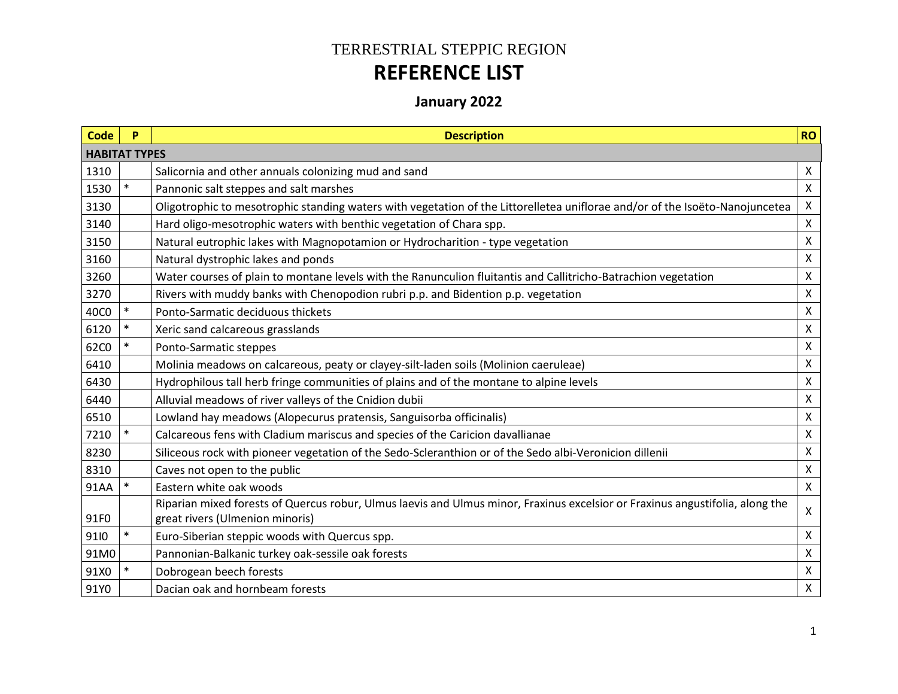# TERRESTRIAL STEPPIC REGION

# REFERENCE LIST

## January 2022

| Code | P | Description | RO |
|---|---|---|---|
| **HABITAT TYPES** | | | |
| 1310 | | Salicornia and other annuals colonizing mud and sand | X |
| 1530 | * | Pannonic salt steppes and salt marshes | X |
| 3130 | | Oligotrophic to mesotrophic standing waters with vegetation of the Littorelletea uniflorae and/or of the Isoëto-Nanojuncetea | X |
| 3140 | | Hard oligo-mesotrophic waters with benthic vegetation of Chara spp. | X |
| 3150 | | Natural eutrophic lakes with Magnopotamion or Hydrocharition - type vegetation | X |
| 3160 | | Natural dystrophic lakes and ponds | X |
| 3260 | | Water courses of plain to montane levels with the Ranunculion fluitantis and Callitricho-Batrachion vegetation | X |
| 3270 | | Rivers with muddy banks with Chenopodion rubri p.p. and Bidention p.p. vegetation | X |
| 40C0 | * | Ponto-Sarmatic deciduous thickets | X |
| 6120 | * | Xeric sand calcareous grasslands | X |
| 62C0 | * | Ponto-Sarmatic steppes | X |
| 6410 | | Molinia meadows on calcareous, peaty or clayey-silt-laden soils (Molinion caeruleae) | X |
| 6430 | | Hydrophilous tall herb fringe communities of plains and of the montane to alpine levels | X |
| 6440 | | Alluvial meadows of river valleys of the Cnidion dubii | X |
| 6510 | | Lowland hay meadows (Alopecurus pratensis, Sanguisorba officinalis) | X |
| 7210 | * | Calcareous fens with Cladium mariscus and species of the Caricion davallianae | X |
| 8230 | | Siliceous rock with pioneer vegetation of the Sedo-Scleranthion or of the Sedo albi-Veronicion dillenii | X |
| 8310 | | Caves not open to the public | X |
| 91AA | * | Eastern white oak woods | X |
| 91F0 | | Riparian mixed forests of Quercus robur, Ulmus laevis and Ulmus minor, Fraxinus excelsior or Fraxinus angustifolia, along the great rivers (Ulmenion minoris) | X |
| 91I0 | * | Euro-Siberian steppic woods with Quercus spp. | X |
| 91M0 | | Pannonian-Balkanic turkey oak-sessile oak forests | X |
| 91X0 | * | Dobrogean beech forests | X |
| 91Y0 | | Dacian oak and hornbeam forests | X |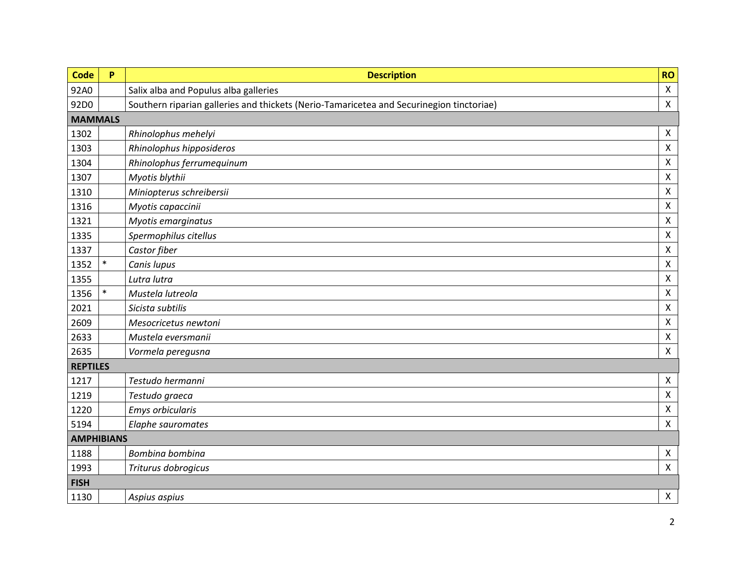| Code | P | Description | RO |
|---|---|---|---|
| 92A0 | | Salix alba and Populus alba galleries | X |
| 92D0 | | Southern riparian galleries and thickets (Nerio-Tamaricetea and Securinegion tinctoriae) | X |
| **MAMMALS** | | | |
| 1302 | | *Rhinolophus mehelyi* | X |
| 1303 | | *Rhinolophus hipposideros* | X |
| 1304 | | *Rhinolophus ferrumequinum* | X |
| 1307 | | *Myotis blythii* | X |
| 1310 | | *Miniopterus schreibersii* | X |
| 1316 | | *Myotis capaccinii* | X |
| 1321 | | *Myotis emarginatus* | X |
| 1335 | | *Spermophilus citellus* | X |
| 1337 | | *Castor fiber* | X |
| 1352 | * | *Canis lupus* | X |
| 1355 | | *Lutra lutra* | X |
| 1356 | * | *Mustela lutreola* | X |
| 2021 | | *Sicista subtilis* | X |
| 2609 | | *Mesocricetus newtoni* | X |
| 2633 | | *Mustela eversmanii* | X |
| 2635 | | *Vormela peregusna* | X |
| **REPTILES** | | | |
| 1217 | | *Testudo hermanni* | X |
| 1219 | | *Testudo graeca* | X |
| 1220 | | *Emys orbicularis* | X |
| 5194 | | *Elaphe sauromates* | X |
| **AMPHIBIANS** | | | |
| 1188 | | *Bombina bombina* | X |
| 1993 | | *Triturus dobrogicus* | X |
| **FISH** | | | |
| 1130 | | *Aspius aspius* | X |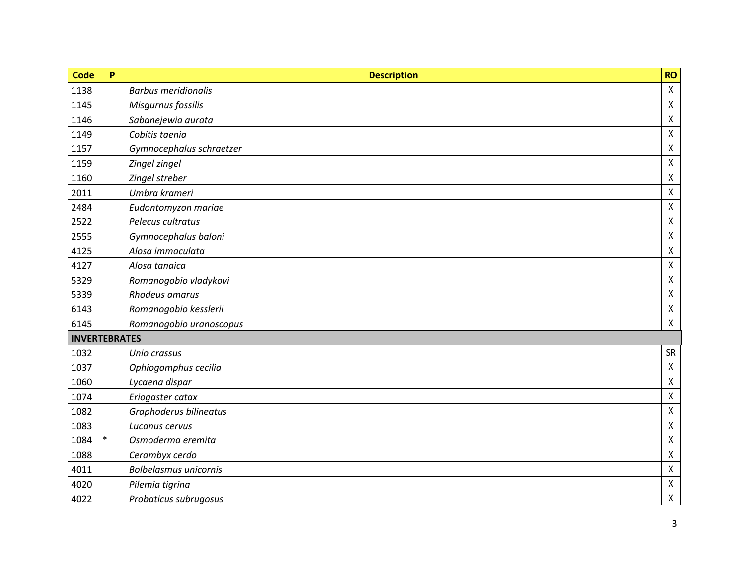| Code | P | Description | RO |
|---|---|---|---|
| 1138 | | *Barbus meridionalis* | X |
| 1145 | | *Misgurnus fossilis* | X |
| 1146 | | *Sabanejewia aurata* | X |
| 1149 | | *Cobitis taenia* | X |
| 1157 | | *Gymnocephalus schraetzer* | X |
| 1159 | | *Zingel zingel* | X |
| 1160 | | *Zingel streber* | X |
| 2011 | | *Umbra krameri* | X |
| 2484 | | *Eudontomyzon mariae* | X |
| 2522 | | *Pelecus cultratus* | X |
| 2555 | | *Gymnocephalus baloni* | X |
| 4125 | | *Alosa immaculata* | X |
| 4127 | | *Alosa tanaica* | X |
| 5329 | | *Romanogobio vladykovi* | X |
| 5339 | | *Rhodeus amarus* | X |
| 6143 | | *Romanogobio kesslerii* | X |
| 6145 | | *Romanogobio uranoscopus* | X |
| **INVERTEBRATES** | | | |
| 1032 | | *Unio crassus* | SR |
| 1037 | | *Ophiogomphus cecilia* | X |
| 1060 | | *Lycaena dispar* | X |
| 1074 | | *Eriogaster catax* | X |
| 1082 | | *Graphoderus bilineatus* | X |
| 1083 | | *Lucanus cervus* | X |
| 1084 | * | *Osmoderma eremita* | X |
| 1088 | | *Cerambyx cerdo* | X |
| 4011 | | *Bolbelasmus unicornis* | X |
| 4020 | | *Pilemia tigrina* | X |
| 4022 | | *Probaticus subrugosus* | X |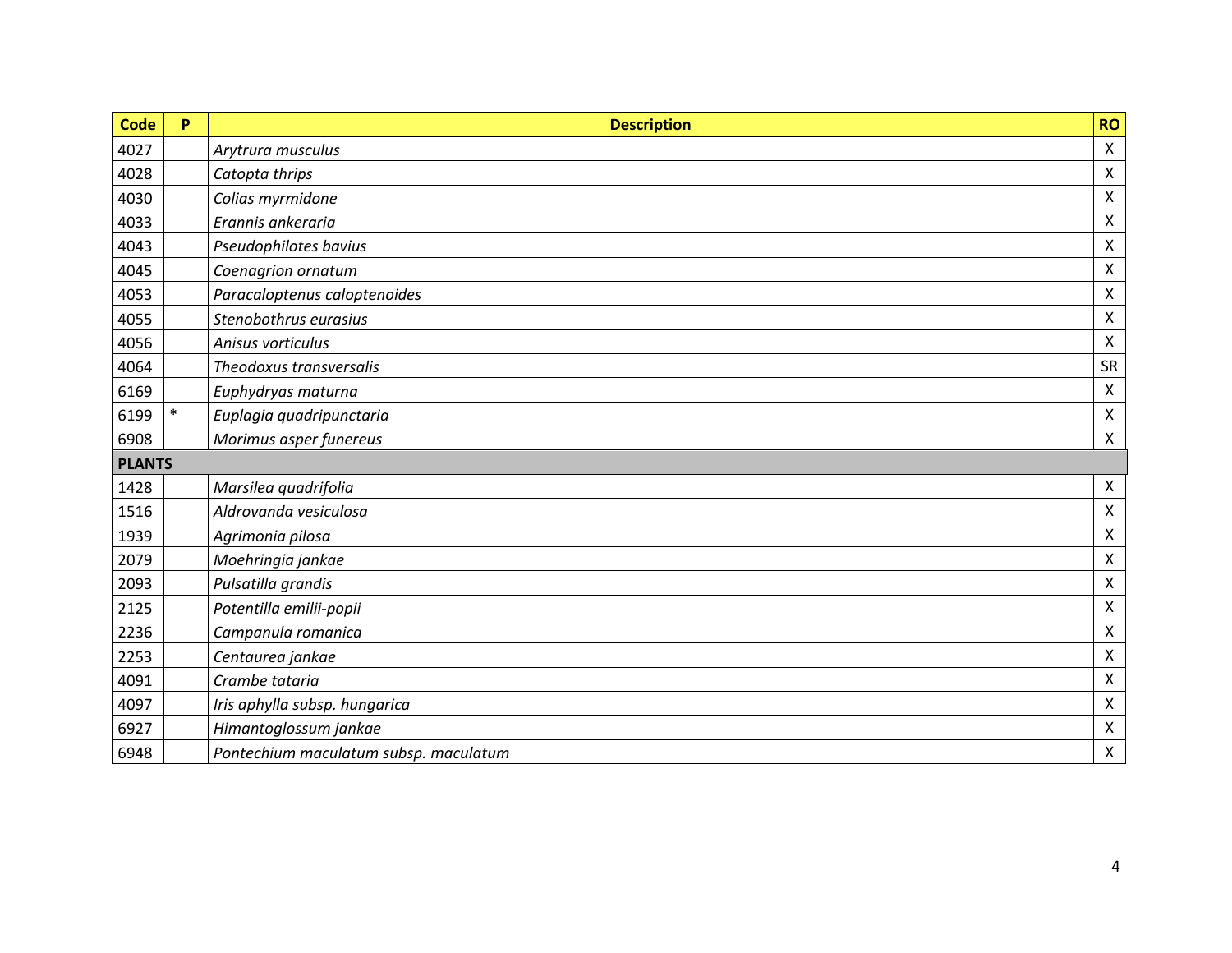| Code | P | Description | RO |
|---|---|---|---|
| 4027 | | *Arytrura musculus* | X |
| 4028 | | *Catopta thrips* | X |
| 4030 | | *Colias myrmidone* | X |
| 4033 | | *Erannis ankeraria* | X |
| 4043 | | *Pseudophilotes bavius* | X |
| 4045 | | *Coenagrion ornatum* | X |
| 4053 | | *Paracaloptenus caloptenoides* | X |
| 4055 | | *Stenobothrus eurasius* | X |
| 4056 | | *Anisus vorticulus* | X |
| 4064 | | *Theodoxus transversalis* | SR |
| 6169 | | *Euphydryas maturna* | X |
| 6199 | * | *Euplagia quadripunctaria* | X |
| 6908 | | *Morimus asper funereus* | X |
| **PLANTS** | | | |
| 1428 | | *Marsilea quadrifolia* | X |
| 1516 | | *Aldrovanda vesiculosa* | X |
| 1939 | | *Agrimonia pilosa* | X |
| 2079 | | *Moehringia jankae* | X |
| 2093 | | *Pulsatilla grandis* | X |
| 2125 | | *Potentilla emilii-popii* | X |
| 2236 | | *Campanula romanica* | X |
| 2253 | | *Centaurea jankae* | X |
| 4091 | | *Crambe tataria* | X |
| 4097 | | *Iris aphylla subsp. hungarica* | X |
| 6927 | | *Himantoglossum jankae* | X |
| 6948 | | *Pontechium maculatum subsp. maculatum* | X |